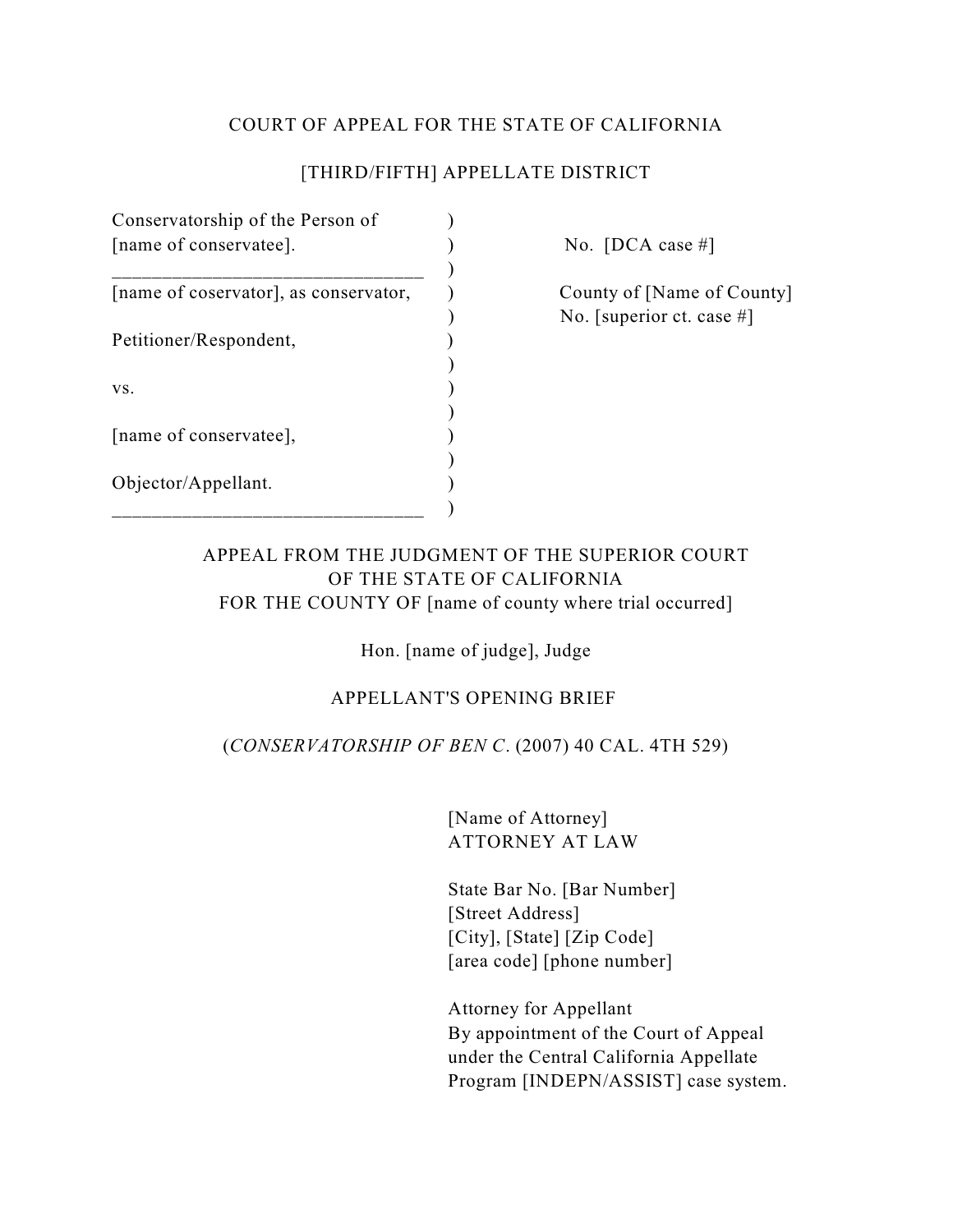COURT OF APPEAL FOR THE STATE OF CALIFORNIA

[THIRD/FIFTH] APPELLATE DISTRICT

| | |
|---|---|
| Conservatorship of the Person of [name of conservatee]. | No. [DCA case #] |
| [name of coservator], as conservator, | County of [Name of County] No. [superior ct. case #] |
| Petitioner/Respondent, | |
| vs. | |
| [name of conservatee], | |
| Objector/Appellant. | |

APPEAL FROM THE JUDGMENT OF THE SUPERIOR COURT OF THE STATE OF CALIFORNIA FOR THE COUNTY OF [name of county where trial occurred]

Hon. [name of judge], Judge

APPELLANT'S OPENING BRIEF

(*CONSERVATORSHIP OF BEN C*. (2007) 40 CAL. 4TH 529)

[Name of Attorney]
ATTORNEY AT LAW

State Bar No. [Bar Number]
[Street Address]
[City], [State] [Zip Code]
[area code] [phone number]

Attorney for Appellant
By appointment of the Court of Appeal under the Central California Appellate Program [INDEPN/ASSIST] case system.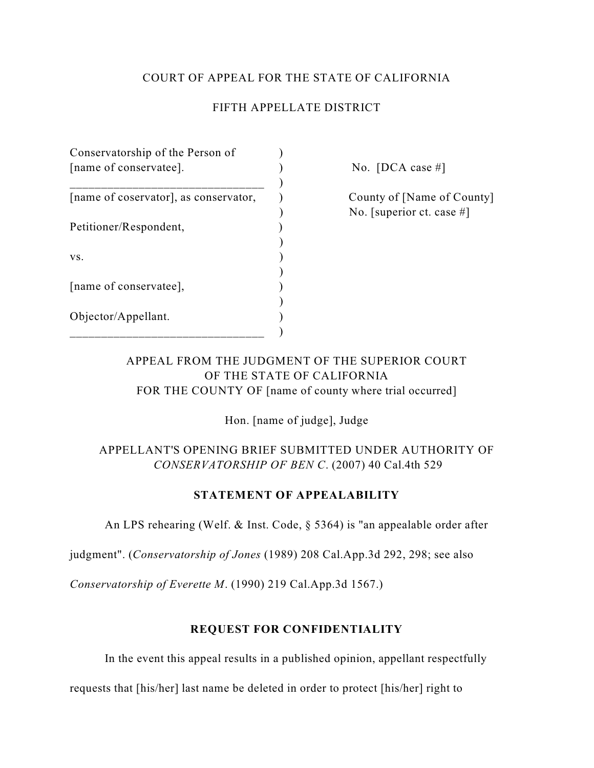COURT OF APPEAL FOR THE STATE OF CALIFORNIA

FIFTH APPELLATE DISTRICT

| | | |
|---|---|---|
| Conservatorship of the Person of [name of conservatee]. | ) | No. [DCA case #] |
| _______________________________ | ) | |
| [name of coservator], as conservator, | ) | County of [Name of County] |
| | ) | No. [superior ct. case #] |
| Petitioner/Respondent, | ) | |
| | ) | |
| vs. | ) | |
| | ) | |
| [name of conservatee], | ) | |
| | ) | |
| Objector/Appellant. | ) | |
| _______________________________ | ) | |

APPEAL FROM THE JUDGMENT OF THE SUPERIOR COURT
OF THE STATE OF CALIFORNIA
FOR THE COUNTY OF [name of county where trial occurred]

Hon. [name of judge], Judge

APPELLANT'S OPENING BRIEF SUBMITTED UNDER AUTHORITY OF
*CONSERVATORSHIP OF BEN C*. (2007) 40 Cal.4th 529

## STATEMENT OF APPEALABILITY

An LPS rehearing (Welf. & Inst. Code, § 5364) is "an appealable order after judgment". (*Conservatorship of Jones* (1989) 208 Cal.App.3d 292, 298; see also *Conservatorship of Everette M*. (1990) 219 Cal.App.3d 1567.)

## REQUEST FOR CONFIDENTIALITY

In the event this appeal results in a published opinion, appellant respectfully requests that [his/her] last name be deleted in order to protect [his/her] right to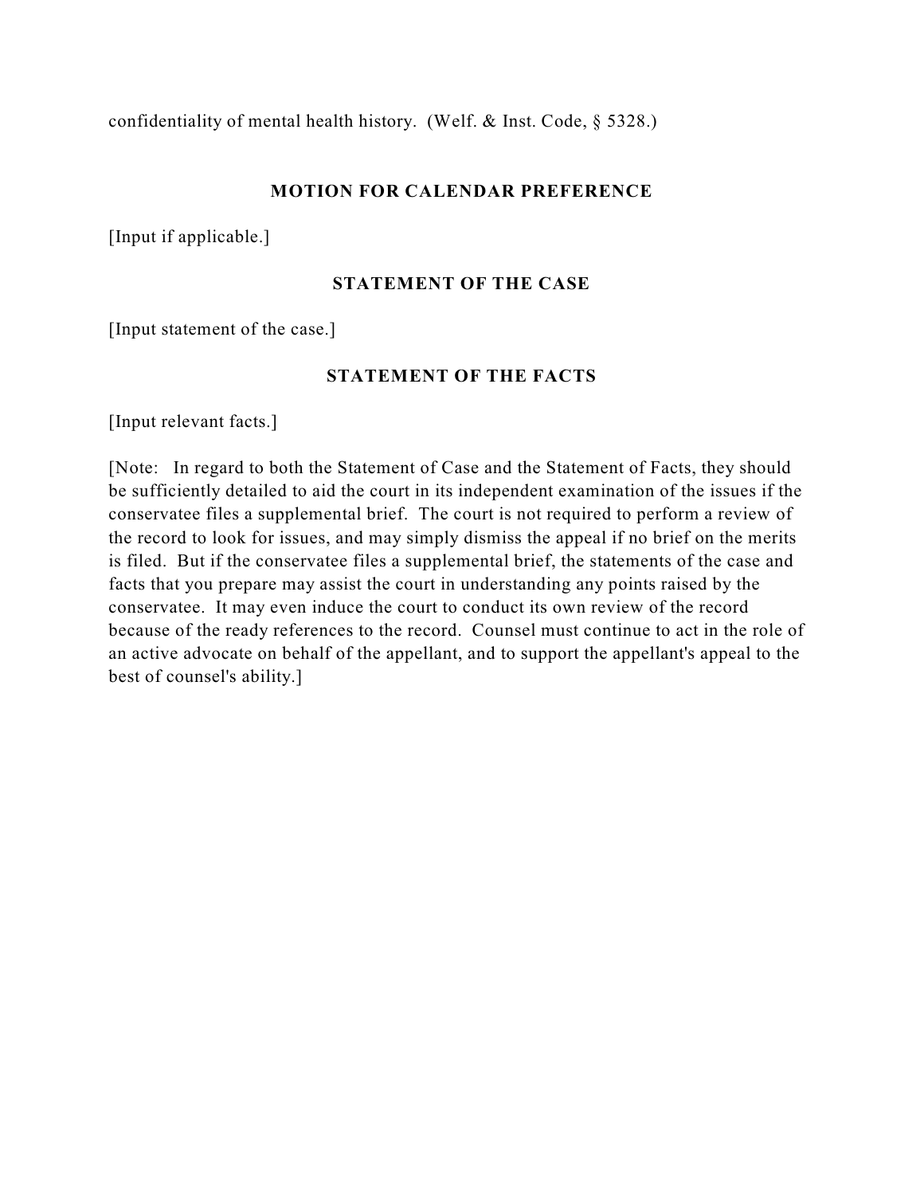confidentiality of mental health history. (Welf. & Inst. Code, § 5328.)

## MOTION FOR CALENDAR PREFERENCE

[Input if applicable.]

## STATEMENT OF THE CASE

[Input statement of the case.]

## STATEMENT OF THE FACTS

[Input relevant facts.]

[Note: In regard to both the Statement of Case and the Statement of Facts, they should be sufficiently detailed to aid the court in its independent examination of the issues if the conservatee files a supplemental brief. The court is not required to perform a review of the record to look for issues, and may simply dismiss the appeal if no brief on the merits is filed. But if the conservatee files a supplemental brief, the statements of the case and facts that you prepare may assist the court in understanding any points raised by the conservatee. It may even induce the court to conduct its own review of the record because of the ready references to the record. Counsel must continue to act in the role of an active advocate on behalf of the appellant, and to support the appellant's appeal to the best of counsel's ability.]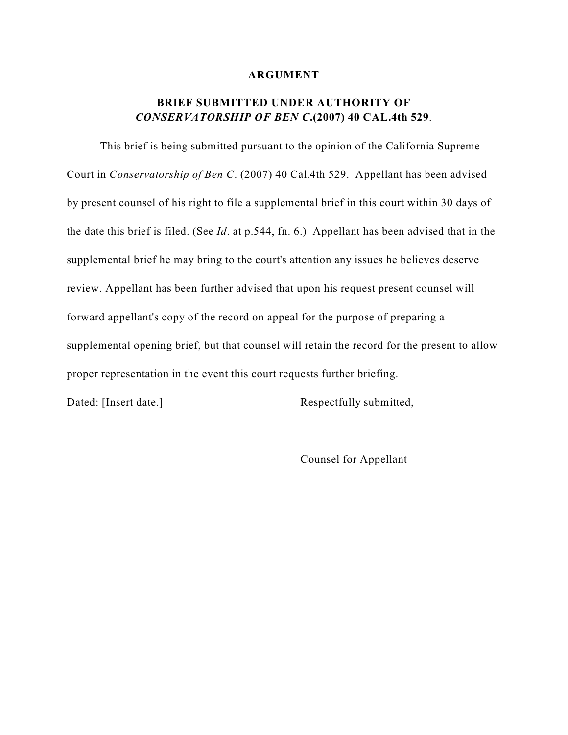## ARGUMENT

### BRIEF SUBMITTED UNDER AUTHORITY OF *CONSERVATORSHIP OF BEN C*.(2007) 40 CAL.4th 529.

This brief is being submitted pursuant to the opinion of the California Supreme Court in *Conservatorship of Ben C*. (2007) 40 Cal.4th 529. Appellant has been advised by present counsel of his right to file a supplemental brief in this court within 30 days of the date this brief is filed. (See *Id*. at p.544, fn. 6.) Appellant has been advised that in the supplemental brief he may bring to the court's attention any issues he believes deserve review. Appellant has been further advised that upon his request present counsel will forward appellant's copy of the record on appeal for the purpose of preparing a supplemental opening brief, but that counsel will retain the record for the present to allow proper representation in the event this court requests further briefing.

Dated: [Insert date.]

Respectfully submitted,

Counsel for Appellant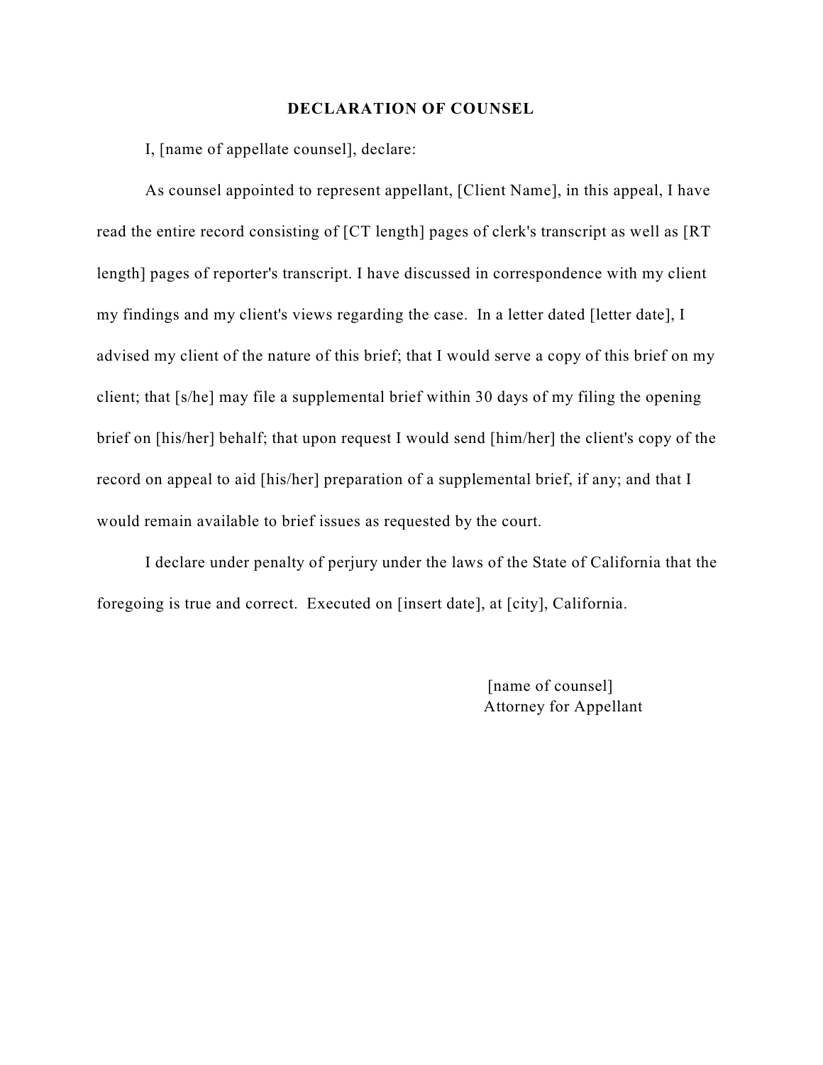**DECLARATION OF COUNSEL**

I, [name of appellate counsel], declare:

As counsel appointed to represent appellant, [Client Name], in this appeal, I have read the entire record consisting of [CT length] pages of clerk's transcript as well as [RT length] pages of reporter's transcript. I have discussed in correspondence with my client my findings and my client's views regarding the case. In a letter dated [letter date], I advised my client of the nature of this brief; that I would serve a copy of this brief on my client; that [s/he] may file a supplemental brief within 30 days of my filing the opening brief on [his/her] behalf; that upon request I would send [him/her] the client's copy of the record on appeal to aid [his/her] preparation of a supplemental brief, if any; and that I would remain available to brief issues as requested by the court.

I declare under penalty of perjury under the laws of the State of California that the foregoing is true and correct. Executed on [insert date], at [city], California.

[name of counsel]
Attorney for Appellant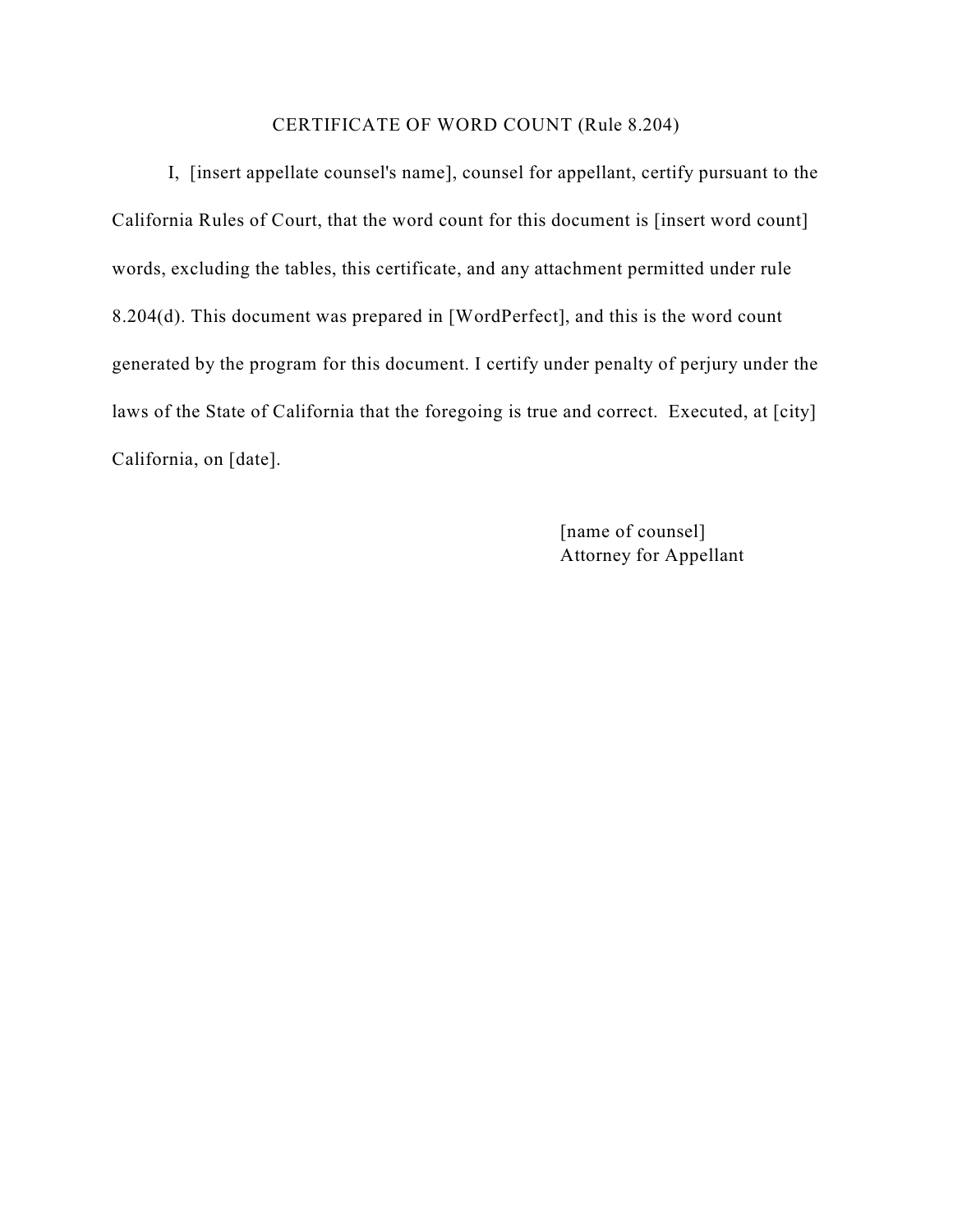## CERTIFICATE OF WORD COUNT (Rule 8.204)

I, [insert appellate counsel's name], counsel for appellant, certify pursuant to the California Rules of Court, that the word count for this document is [insert word count] words, excluding the tables, this certificate, and any attachment permitted under rule 8.204(d). This document was prepared in [WordPerfect], and this is the word count generated by the program for this document. I certify under penalty of perjury under the laws of the State of California that the foregoing is true and correct. Executed, at [city] California, on [date].

[name of counsel]
Attorney for Appellant